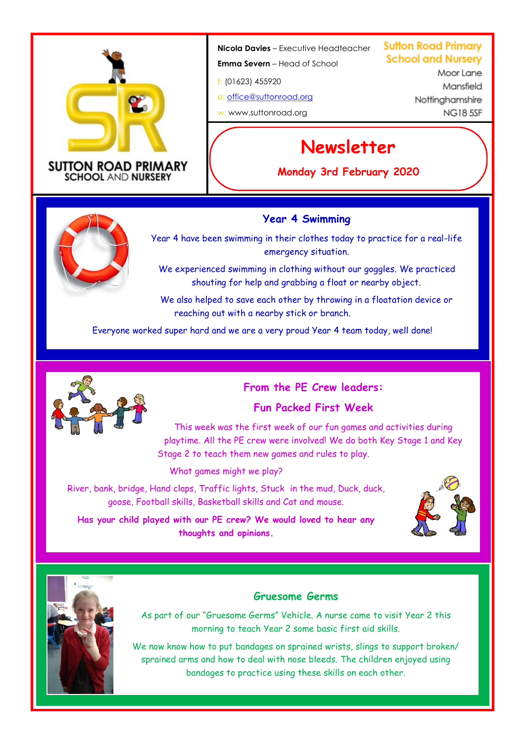**SUTTON ROAD PRIMARY SCHOOL AND NURSERY**

**Nicola Davies** – Executive Headteacher

**Emma Severn** – Head of School

t: (01623) 455920

e: office@suttonroad.org

w: www.suttonroad.org

Sutton Road Primary School and Nursery
Moor Lane
Mansfield
Nottinghamshire
NG18 5SF

# Newsletter

**Monday 3rd February 2020**

## Year 4 Swimming

Year 4 have been swimming in their clothes today to practice for a real-life emergency situation.

We experienced swimming in clothing without our goggles. We practiced shouting for help and grabbing a float or nearby object.

We also helped to save each other by throwing in a floatation device or reaching out with a nearby stick or branch.

Everyone worked super hard and we are a very proud Year 4 team today, well done!

## From the PE Crew leaders:

### Fun Packed First Week

This week was the first week of our fun games and activities during playtime. All the PE crew were involved! We do both Key Stage 1 and Key Stage 2 to teach them new games and rules to play.

What games might we play?

River, bank, bridge, Hand claps, Traffic lights, Stuck in the mud, Duck, duck, goose, Football skills, Basketball skills and Cat and mouse.

**Has your child played with our PE crew? We would loved to hear any thoughts and opinions.**

## Gruesome Germs

As part of our "Gruesome Germs" Vehicle. A nurse came to visit Year 2 this morning to teach Year 2 some basic first aid skills.

We now know how to put bandages on sprained wrists, slings to support broken/ sprained arms and how to deal with nose bleeds. The children enjoyed using bandages to practice using these skills on each other.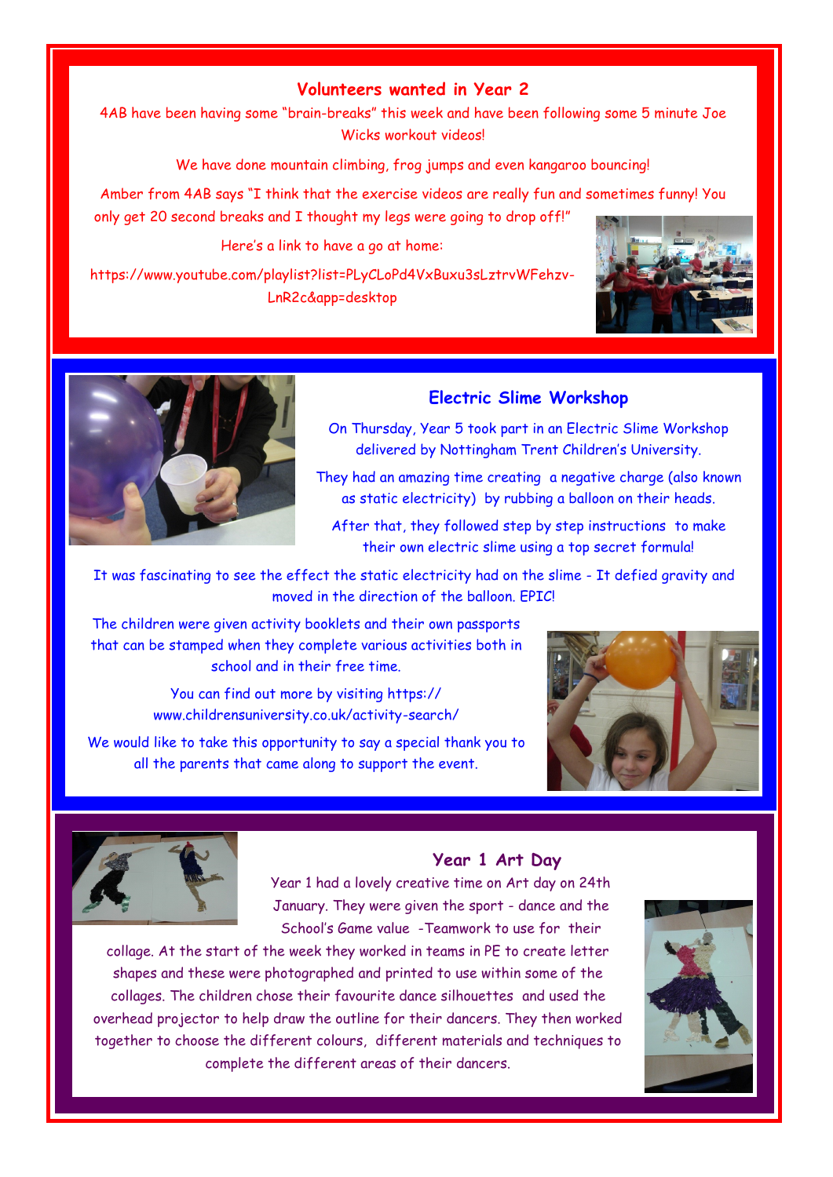## Volunteers wanted in Year 2

4AB have been having some "brain-breaks" this week and have been following some 5 minute Joe Wicks workout videos!

We have done mountain climbing, frog jumps and even kangaroo bouncing!

Amber from 4AB says "I think that the exercise videos are really fun and sometimes funny! You only get 20 second breaks and I thought my legs were going to drop off!"

Here's a link to have a go at home:

https://www.youtube.com/playlist?list=PLyCLoPd4VxBuxu3sLztrvWFehzv-LnR2c&app=desktop

## Electric Slime Workshop

On Thursday, Year 5 took part in an Electric Slime Workshop delivered by Nottingham Trent Children's University.

They had an amazing time creating a negative charge (also known as static electricity) by rubbing a balloon on their heads.

After that, they followed step by step instructions to make their own electric slime using a top secret formula!

It was fascinating to see the effect the static electricity had on the slime - It defied gravity and moved in the direction of the balloon. EPIC!

The children were given activity booklets and their own passports that can be stamped when they complete various activities both in school and in their free time.

You can find out more by visiting https://www.childrensuniversity.co.uk/activity-search/

We would like to take this opportunity to say a special thank you to all the parents that came along to support the event.

## Year 1 Art Day

Year 1 had a lovely creative time on Art day on 24th January. They were given the sport - dance and the School's Game value -Teamwork to use for their collage. At the start of the week they worked in teams in PE to create letter shapes and these were photographed and printed to use within some of the collages. The children chose their favourite dance silhouettes and used the overhead projector to help draw the outline for their dancers. They then worked together to choose the different colours, different materials and techniques to complete the different areas of their dancers.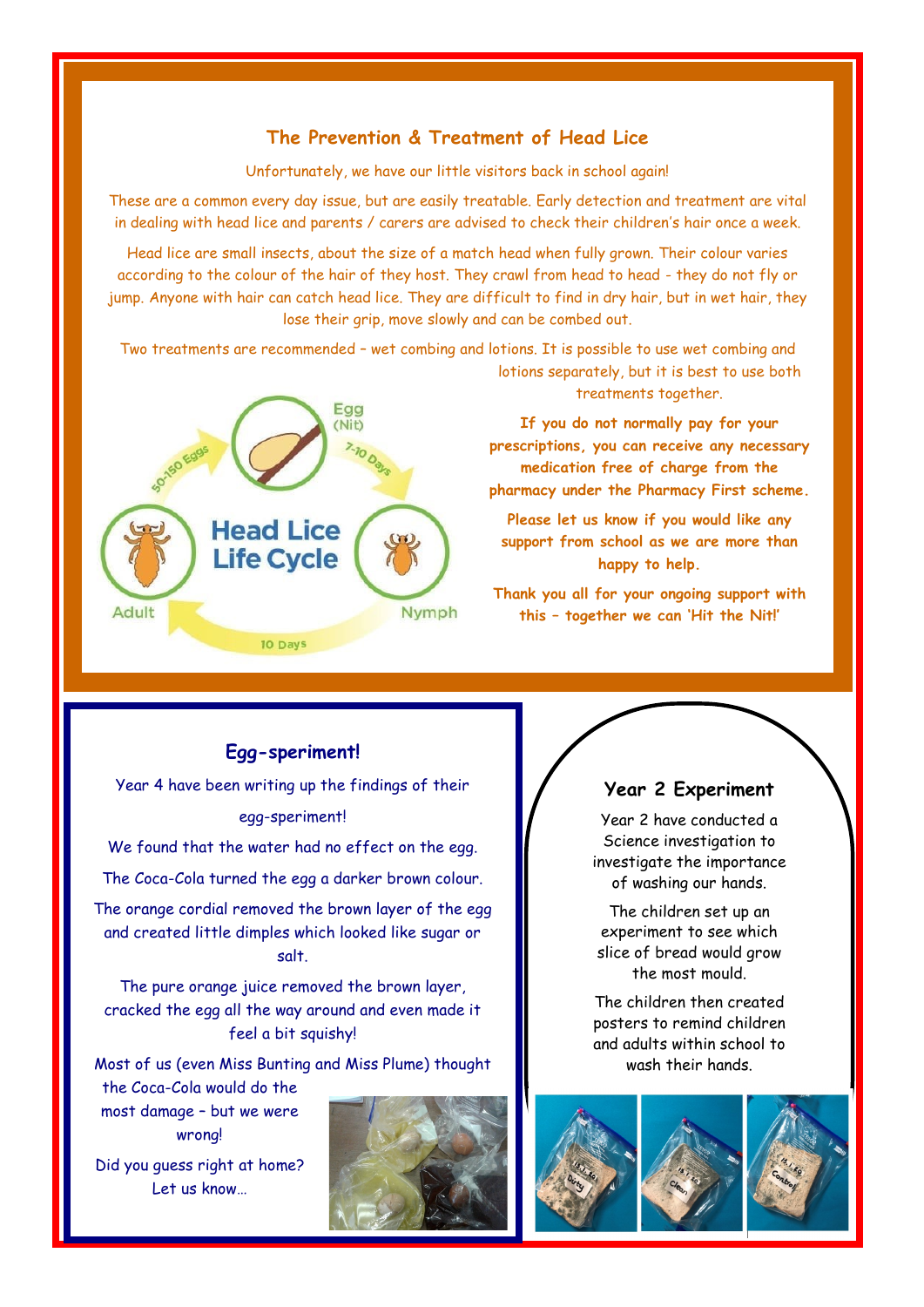## The Prevention & Treatment of Head Lice

Unfortunately, we have our little visitors back in school again!

These are a common every day issue, but are easily treatable. Early detection and treatment are vital in dealing with head lice and parents / carers are advised to check their children's hair once a week.

Head lice are small insects, about the size of a match head when fully grown. Their colour varies according to the colour of the hair of they host. They crawl from head to head - they do not fly or jump. Anyone with hair can catch head lice. They are difficult to find in dry hair, but in wet hair, they lose their grip, move slowly and can be combed out.

Two treatments are recommended – wet combing and lotions. It is possible to use wet combing and lotions separately, but it is best to use both treatments together.

Head Lice Life Cycle: Egg (Nit) → 7-10 Days → Nymph → 10 Days → Adult → 50-150 Eggs

**If you do not normally pay for your prescriptions, you can receive any necessary medication free of charge from the pharmacy under the Pharmacy First scheme.**

**Please let us know if you would like any support from school as we are more than happy to help.**

**Thank you all for your ongoing support with this – together we can 'Hit the Nit!'**

## Egg-speriment!

Year 4 have been writing up the findings of their egg-speriment!

We found that the water had no effect on the egg.

The Coca-Cola turned the egg a darker brown colour.

The orange cordial removed the brown layer of the egg and created little dimples which looked like sugar or salt.

The pure orange juice removed the brown layer, cracked the egg all the way around and even made it feel a bit squishy!

Most of us (even Miss Bunting and Miss Plume) thought the Coca-Cola would do the most damage – but we were wrong!

Did you guess right at home? Let us know…

## Year 2 Experiment

Year 2 have conducted a Science investigation to investigate the importance of washing our hands.

The children set up an experiment to see which slice of bread would grow the most mould.

The children then created posters to remind children and adults within school to wash their hands.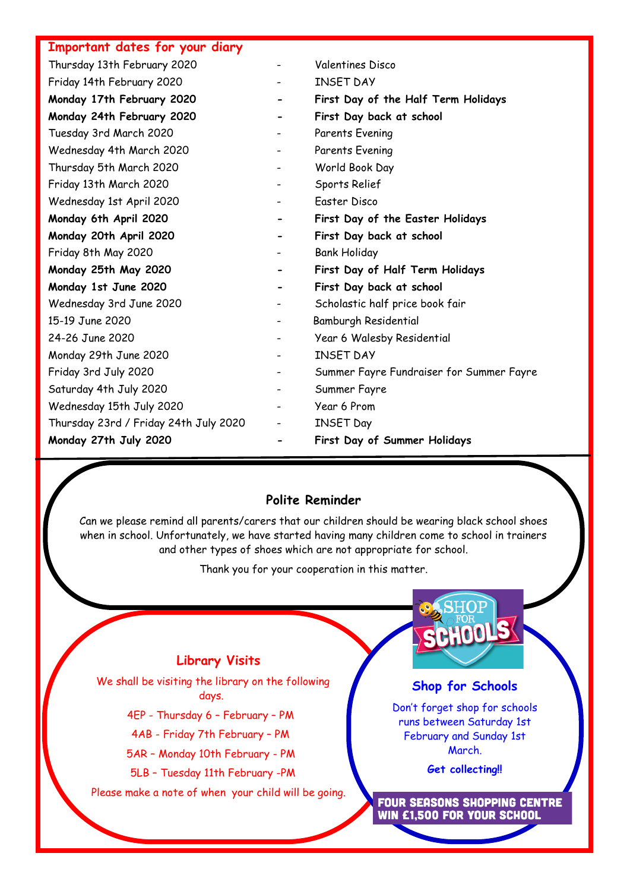## Important dates for your diary

| | | |
|---|---|---|
| Thursday 13th February 2020 | - | Valentines Disco |
| Friday 14th February 2020 | - | INSET DAY |
| **Monday 17th February 2020** | **-** | **First Day of the Half Term Holidays** |
| **Monday 24th February 2020** | **-** | **First Day back at school** |
| Tuesday 3rd March 2020 | - | Parents Evening |
| Wednesday 4th March 2020 | - | Parents Evening |
| Thursday 5th March 2020 | - | World Book Day |
| Friday 13th March 2020 | - | Sports Relief |
| Wednesday 1st April 2020 | - | Easter Disco |
| **Monday 6th April 2020** | **-** | **First Day of the Easter Holidays** |
| **Monday 20th April 2020** | **-** | **First Day back at school** |
| Friday 8th May 2020 | - | Bank Holiday |
| **Monday 25th May 2020** | **-** | **First Day of Half Term Holidays** |
| **Monday 1st June 2020** | **-** | **First Day back at school** |
| Wednesday 3rd June 2020 | - | Scholastic half price book fair |
| 15-19 June 2020 | - | Bamburgh Residential |
| 24-26 June 2020 | - | Year 6 Walesby Residential |
| Monday 29th June 2020 | - | INSET DAY |
| Friday 3rd July 2020 | - | Summer Fayre Fundraiser for Summer Fayre |
| Saturday 4th July 2020 | - | Summer Fayre |
| Wednesday 15th July 2020 | - | Year 6 Prom |
| Thursday 23rd / Friday 24th July 2020 | - | INSET Day |
| **Monday 27th July 2020** | **-** | **First Day of Summer Holidays** |

### Polite Reminder

Can we please remind all parents/carers that our children should be wearing black school shoes when in school. Unfortunately, we have started having many children come to school in trainers and other types of shoes which are not appropriate for school.

Thank you for your cooperation in this matter.

### Library Visits

We shall be visiting the library on the following days.

4EP - Thursday 6 – February – PM

4AB - Friday 7th February – PM

5AR – Monday 10th February - PM

5LB – Tuesday 11th February -PM

Please make a note of when your child will be going.

### Shop for Schools

Don't forget shop for schools runs between Saturday 1st February and Sunday 1st March.

**Get collecting!!**

FOUR SEASONS SHOPPING CENTRE
WIN £1,500 FOR YOUR SCHOOL